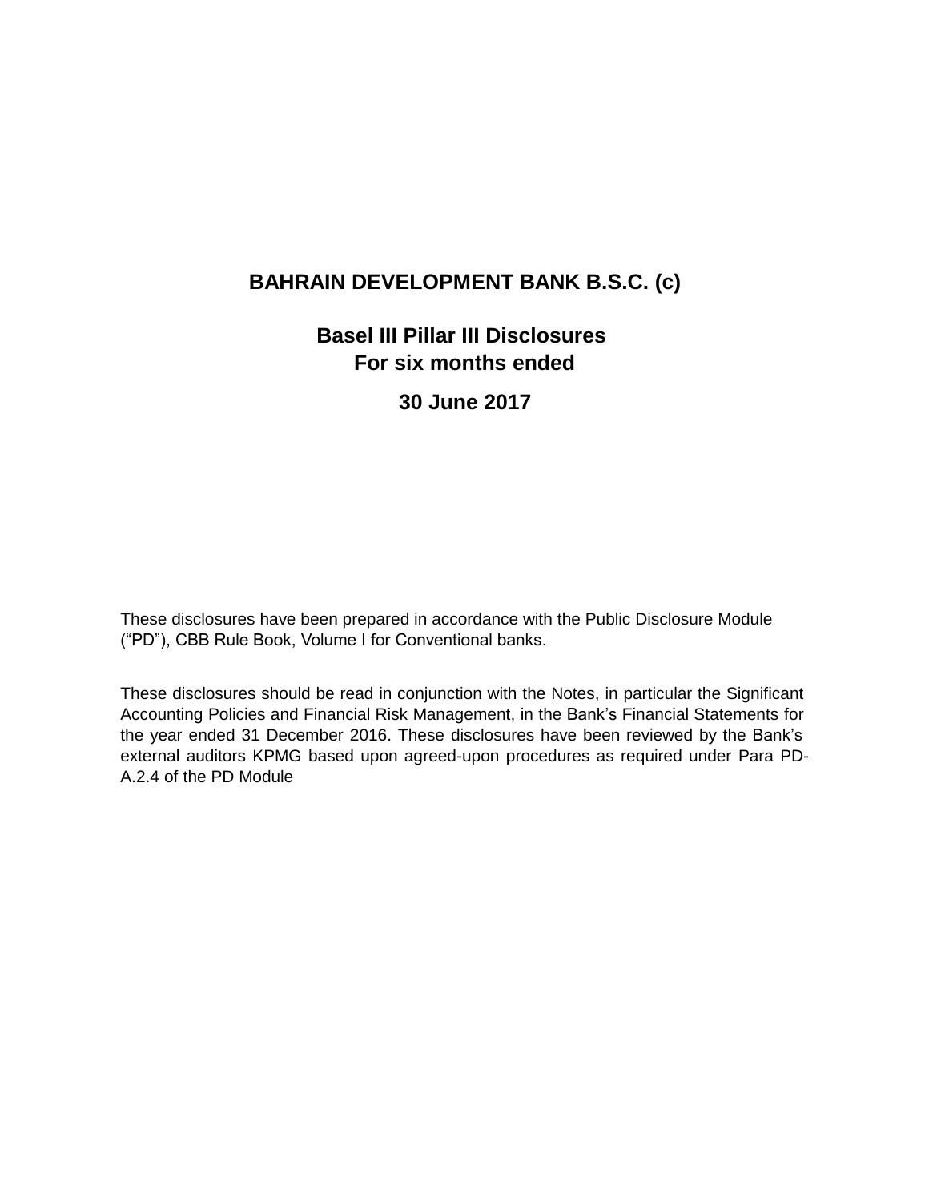# BAHRAIN DEVELOPMENT BANK B.S.C. (c)

## Basel III Pillar III Disclosures
## For six months ended

## 30 June 2017

These disclosures have been prepared in accordance with the Public Disclosure Module (“PD”), CBB Rule Book, Volume I for Conventional banks.

These disclosures should be read in conjunction with the Notes, in particular the Significant Accounting Policies and Financial Risk Management, in the Bank’s Financial Statements for the year ended 31 December 2016. These disclosures have been reviewed by the Bank’s external auditors KPMG based upon agreed-upon procedures as required under Para PD-A.2.4 of the PD Module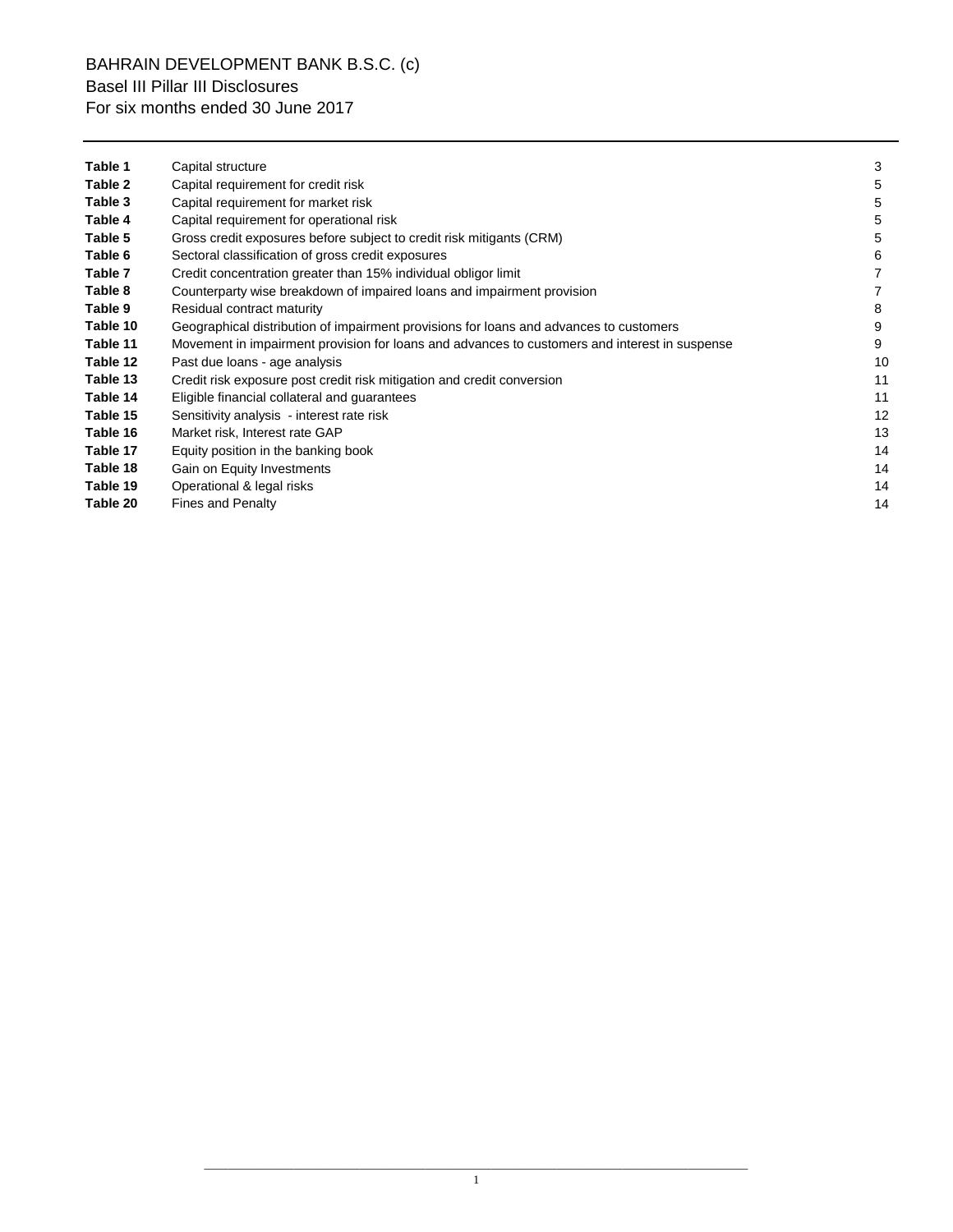# BAHRAIN DEVELOPMENT BANK B.S.C. (c)

Basel III Pillar III Disclosures

For six months ended 30 June 2017

| | | |
|---|---|---|
| **Table 1** | Capital structure | 3 |
| **Table 2** | Capital requirement for credit risk | 5 |
| **Table 3** | Capital requirement for market risk | 5 |
| **Table 4** | Capital requirement for operational risk | 5 |
| **Table 5** | Gross credit exposures before subject to credit risk mitigants (CRM) | 5 |
| **Table 6** | Sectoral classification of gross credit exposures | 6 |
| **Table 7** | Credit concentration greater than 15% individual obligor limit | 7 |
| **Table 8** | Counterparty wise breakdown of impaired loans and impairment provision | 7 |
| **Table 9** | Residual contract maturity | 8 |
| **Table 10** | Geographical distribution of impairment provisions for loans and advances to customers | 9 |
| **Table 11** | Movement in impairment provision for loans and advances to customers and interest in suspense | 9 |
| **Table 12** | Past due loans - age analysis | 10 |
| **Table 13** | Credit risk exposure post credit risk mitigation and credit conversion | 11 |
| **Table 14** | Eligible financial collateral and guarantees | 11 |
| **Table 15** | Sensitivity analysis - interest rate risk | 12 |
| **Table 16** | Market risk, Interest rate GAP | 13 |
| **Table 17** | Equity position in the banking book | 14 |
| **Table 18** | Gain on Equity Investments | 14 |
| **Table 19** | Operational & legal risks | 14 |
| **Table 20** | Fines and Penalty | 14 |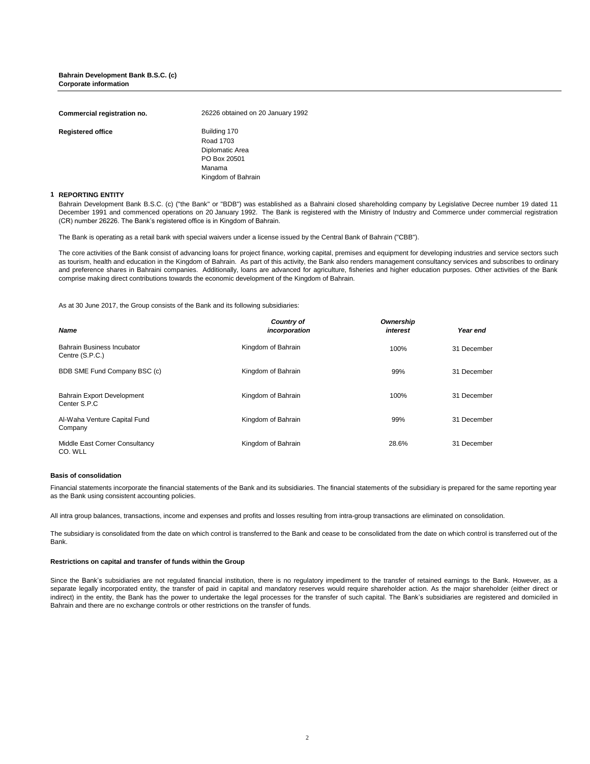**Bahrain Development Bank B.S.C. (c)**
**Corporate information**

| | |
|---|---|
| **Commercial registration no.** | 26226 obtained on 20 January 1992 |
| **Registered office** | Building 170<br>Road 1703<br>Diplomatic Area<br>PO Box 20501<br>Manama<br>Kingdom of Bahrain |

## 1 REPORTING ENTITY

Bahrain Development Bank B.S.C. (c) ("the Bank" or "BDB") was established as a Bahraini closed shareholding company by Legislative Decree number 19 dated 11 December 1991 and commenced operations on 20 January 1992. The Bank is registered with the Ministry of Industry and Commerce under commercial registration (CR) number 26226. The Bank's registered office is in Kingdom of Bahrain.

The Bank is operating as a retail bank with special waivers under a license issued by the Central Bank of Bahrain ("CBB").

The core activities of the Bank consist of advancing loans for project finance, working capital, premises and equipment for developing industries and service sectors such as tourism, health and education in the Kingdom of Bahrain. As part of this activity, the Bank also renders management consultancy services and subscribes to ordinary and preference shares in Bahraini companies. Additionally, loans are advanced for agriculture, fisheries and higher education purposes. Other activities of the Bank comprise making direct contributions towards the economic development of the Kingdom of Bahrain.

As at 30 June 2017, the Group consists of the Bank and its following subsidiaries:

| *Name* | *Country of incorporation* | *Ownership interest* | *Year end* |
|---|---|---|---|
| Bahrain Business Incubator Centre (S.P.C.) | Kingdom of Bahrain | 100% | 31 December |
| BDB SME Fund Company BSC (c) | Kingdom of Bahrain | 99% | 31 December |
| Bahrain Export Development Center S.P.C | Kingdom of Bahrain | 100% | 31 December |
| Al-Waha Venture Capital Fund Company | Kingdom of Bahrain | 99% | 31 December |
| Middle East Corner Consultancy CO. WLL | Kingdom of Bahrain | 28.6% | 31 December |

### Basis of consolidation

Financial statements incorporate the financial statements of the Bank and its subsidiaries. The financial statements of the subsidiary is prepared for the same reporting year as the Bank using consistent accounting policies.

All intra group balances, transactions, income and expenses and profits and losses resulting from intra-group transactions are eliminated on consolidation.

The subsidiary is consolidated from the date on which control is transferred to the Bank and cease to be consolidated from the date on which control is transferred out of the Bank.

### Restrictions on capital and transfer of funds within the Group

Since the Bank's subsidiaries are not regulated financial institution, there is no regulatory impediment to the transfer of retained earnings to the Bank. However, as a separate legally incorporated entity, the transfer of paid in capital and mandatory reserves would require shareholder action. As the major shareholder (either direct or indirect) in the entity, the Bank has the power to undertake the legal processes for the transfer of such capital. The Bank's subsidiaries are registered and domiciled in Bahrain and there are no exchange controls or other restrictions on the transfer of funds.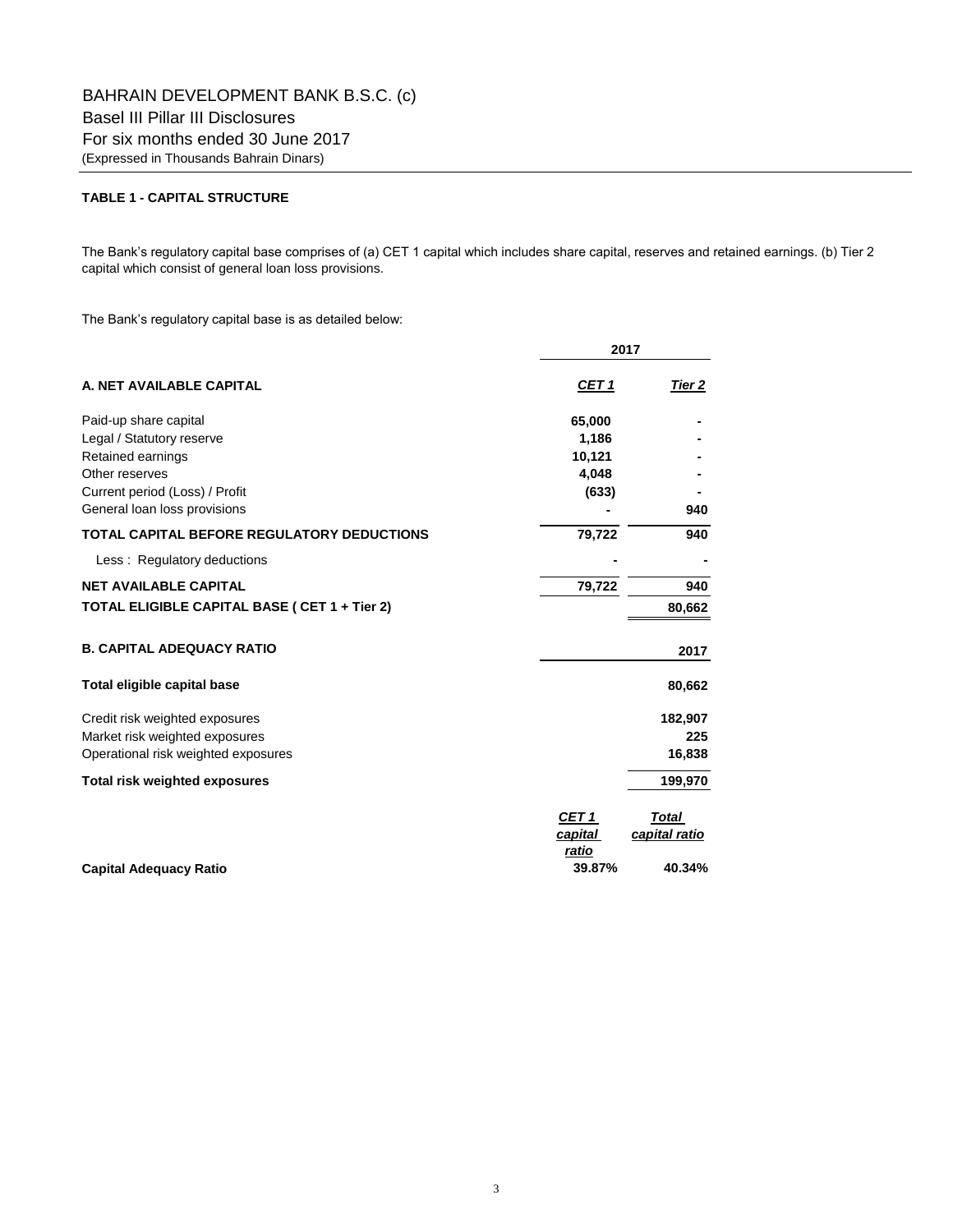BAHRAIN DEVELOPMENT BANK B.S.C. (c)

Basel III Pillar III Disclosures

For six months ended 30 June 2017

(Expressed in Thousands Bahrain Dinars)

**TABLE 1 - CAPITAL STRUCTURE**

The Bank's regulatory capital base comprises of (a) CET 1 capital which includes share capital, reserves and retained earnings. (b) Tier 2 capital which consist of general loan loss provisions.

The Bank's regulatory capital base is as detailed below:

| | 2017 | |
|---|---|---|
| **A. NET AVAILABLE CAPITAL** | ***CET 1*** | ***Tier 2*** |
| Paid-up share capital | **65,000** | **-** |
| Legal / Statutory reserve | **1,186** | **-** |
| Retained earnings | **10,121** | **-** |
| Other reserves | **4,048** | **-** |
| Current period (Loss) / Profit | **(633)** | **-** |
| General loan loss provisions | **-** | **940** |
| **TOTAL CAPITAL BEFORE REGULATORY DEDUCTIONS** | **79,722** | **940** |
| Less : Regulatory deductions | **-** | **-** |
| **NET AVAILABLE CAPITAL** | **79,722** | **940** |
| **TOTAL ELIGIBLE CAPITAL BASE ( CET 1 + Tier 2)** | | **80,662** |

| **B. CAPITAL ADEQUACY RATIO** | | **2017** |
|---|---|---|
| **Total eligible capital base** | | **80,662** |
| Credit risk weighted exposures | | **182,907** |
| Market risk weighted exposures | | **225** |
| Operational risk weighted exposures | | **16,838** |
| **Total risk weighted exposures** | | **199,970** |
| | ***CET 1 capital ratio*** | ***Total capital ratio*** |
| **Capital Adequacy Ratio** | **39.87%** | **40.34%** |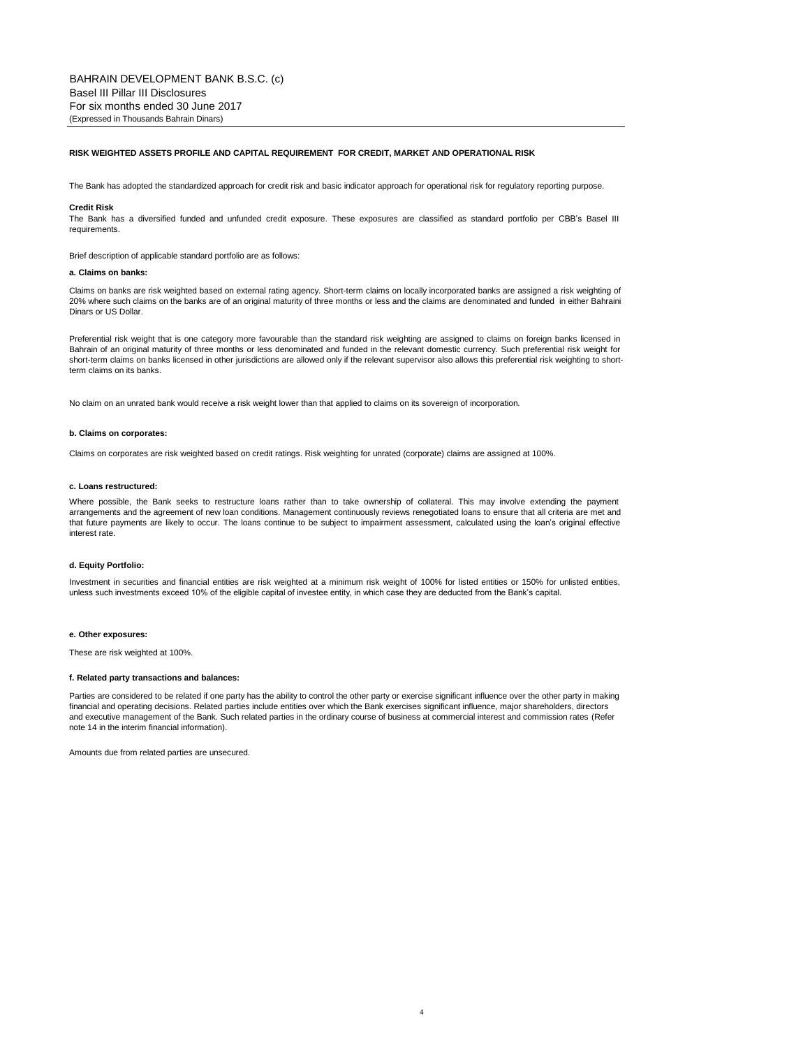## RISK WEIGHTED ASSETS PROFILE AND CAPITAL REQUIREMENT FOR CREDIT, MARKET AND OPERATIONAL RISK

The Bank has adopted the standardized approach for credit risk and basic indicator approach for operational risk for regulatory reporting purpose.

**Credit Risk**

The Bank has a diversified funded and unfunded credit exposure. These exposures are classified as standard portfolio per CBB's Basel III requirements.

Brief description of applicable standard portfolio are as follows:

**a. Claims on banks:**

Claims on banks are risk weighted based on external rating agency. Short-term claims on locally incorporated banks are assigned a risk weighting of 20% where such claims on the banks are of an original maturity of three months or less and the claims are denominated and funded in either Bahraini Dinars or US Dollar.

Preferential risk weight that is one category more favourable than the standard risk weighting are assigned to claims on foreign banks licensed in Bahrain of an original maturity of three months or less denominated and funded in the relevant domestic currency. Such preferential risk weight for short-term claims on banks licensed in other jurisdictions are allowed only if the relevant supervisor also allows this preferential risk weighting to short-term claims on its banks.

No claim on an unrated bank would receive a risk weight lower than that applied to claims on its sovereign of incorporation.

**b. Claims on corporates:**

Claims on corporates are risk weighted based on credit ratings. Risk weighting for unrated (corporate) claims are assigned at 100%.

**c. Loans restructured:**

Where possible, the Bank seeks to restructure loans rather than to take ownership of collateral. This may involve extending the payment arrangements and the agreement of new loan conditions. Management continuously reviews renegotiated loans to ensure that all criteria are met and that future payments are likely to occur. The loans continue to be subject to impairment assessment, calculated using the loan's original effective interest rate.

**d. Equity Portfolio:**

Investment in securities and financial entities are risk weighted at a minimum risk weight of 100% for listed entities or 150% for unlisted entities, unless such investments exceed 10% of the eligible capital of investee entity, in which case they are deducted from the Bank's capital.

**e. Other exposures:**

These are risk weighted at 100%.

**f. Related party transactions and balances:**

Parties are considered to be related if one party has the ability to control the other party or exercise significant influence over the other party in making financial and operating decisions. Related parties include entities over which the Bank exercises significant influence, major shareholders, directors and executive management of the Bank. Such related parties in the ordinary course of business at commercial interest and commission rates (Refer note 14 in the interim financial information).

Amounts due from related parties are unsecured.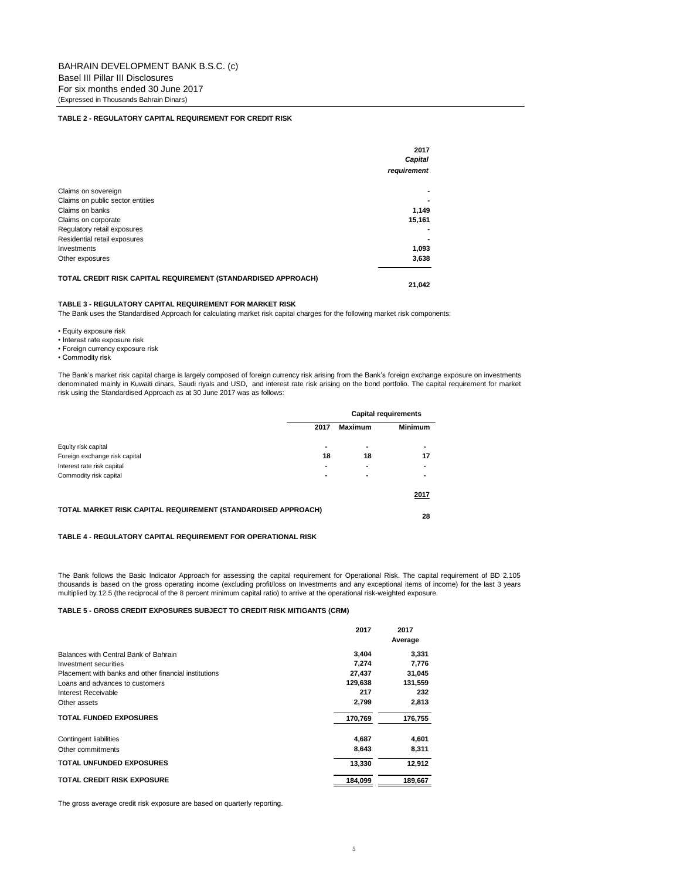BAHRAIN DEVELOPMENT BANK B.S.C. (c)
Basel III Pillar III Disclosures
For six months ended 30 June 2017
(Expressed in Thousands Bahrain Dinars)

### TABLE 2 - REGULATORY CAPITAL REQUIREMENT FOR CREDIT RISK

| | 2017 *Capital requirement* |
|---|---|
| Claims on sovereign | - |
| Claims on public sector entities | - |
| Claims on banks | 1,149 |
| Claims on corporate | 15,161 |
| Regulatory retail exposures | - |
| Residential retail exposures | - |
| Investments | 1,093 |
| Other exposures | 3,638 |
| **TOTAL CREDIT RISK CAPITAL REQUIREMENT (STANDARDISED APPROACH)** | **21,042** |

### TABLE 3 - REGULATORY CAPITAL REQUIREMENT FOR MARKET RISK

The Bank uses the Standardised Approach for calculating market risk capital charges for the following market risk components:

- Equity exposure risk
- Interest rate exposure risk
- Foreign currency exposure risk
- Commodity risk

The Bank's market risk capital charge is largely composed of foreign currency risk arising from the Bank's foreign exchange exposure on investments denominated mainly in Kuwaiti dinars, Saudi riyals and USD, and interest rate risk arising on the bond portfolio. The capital requirement for market risk using the Standardised Approach as at 30 June 2017 was as follows:

| | Capital requirements | | |
|---|---|---|---|
| | 2017 | Maximum | Minimum |
| Equity risk capital | - | - | - |
| Foreign exchange risk capital | 18 | 18 | 17 |
| Interest rate risk capital | - | - | - |
| Commodity risk capital | - | - | - |

| | 2017 |
|---|---|
| **TOTAL MARKET RISK CAPITAL REQUIREMENT (STANDARDISED APPROACH)** | **28** |

### TABLE 4 - REGULATORY CAPITAL REQUIREMENT FOR OPERATIONAL RISK

The Bank follows the Basic Indicator Approach for assessing the capital requirement for Operational Risk. The capital requirement of BD 2,105 thousands is based on the gross operating income (excluding profit/loss on Investments and any exceptional items of income) for the last 3 years multiplied by 12.5 (the reciprocal of the 8 percent minimum capital ratio) to arrive at the operational risk-weighted exposure.

### TABLE 5 - GROSS CREDIT EXPOSURES SUBJECT TO CREDIT RISK MITIGANTS (CRM)

| | 2017 | 2017 Average |
|---|---|---|
| Balances with Central Bank of Bahrain | 3,404 | 3,331 |
| Investment securities | 7,274 | 7,776 |
| Placement with banks and other financial institutions | 27,437 | 31,045 |
| Loans and advances to customers | 129,638 | 131,559 |
| Interest Receivable | 217 | 232 |
| Other assets | 2,799 | 2,813 |
| **TOTAL FUNDED EXPOSURES** | **170,769** | **176,755** |
| Contingent liabilities | 4,687 | 4,601 |
| Other commitments | 8,643 | 8,311 |
| **TOTAL UNFUNDED EXPOSURES** | **13,330** | **12,912** |
| **TOTAL CREDIT RISK EXPOSURE** | **184,099** | **189,667** |

The gross average credit risk exposure are based on quarterly reporting.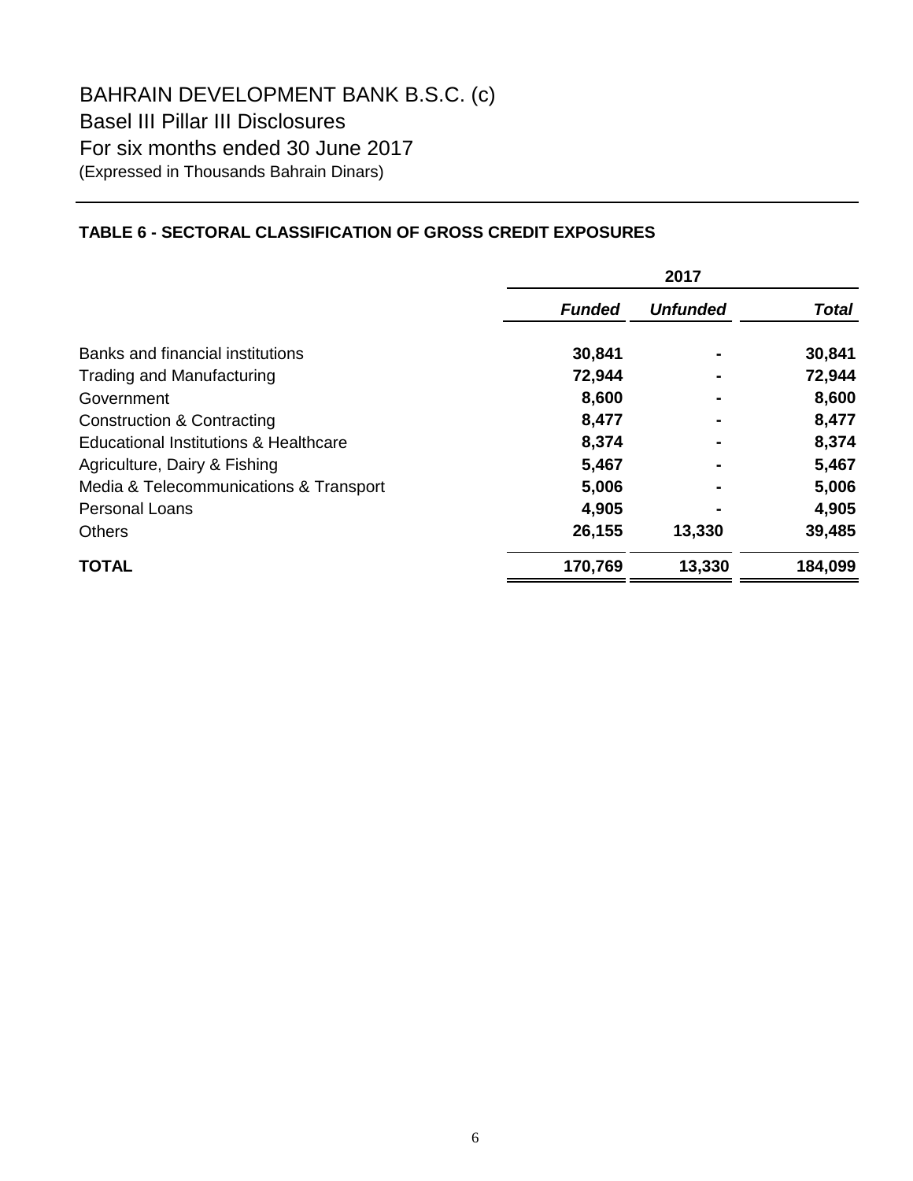# BAHRAIN DEVELOPMENT BANK B.S.C. (c)

Basel III Pillar III Disclosures

For six months ended 30 June 2017

(Expressed in Thousands Bahrain Dinars)

### TABLE 6 - SECTORAL CLASSIFICATION OF GROSS CREDIT EXPOSURES

| | 2017 | | |
|---|---|---|---|
| | ***Funded*** | ***Unfunded*** | ***Total*** |
| Banks and financial institutions | **30,841** | **-** | **30,841** |
| Trading and Manufacturing | **72,944** | **-** | **72,944** |
| Government | **8,600** | **-** | **8,600** |
| Construction & Contracting | **8,477** | **-** | **8,477** |
| Educational Institutions & Healthcare | **8,374** | **-** | **8,374** |
| Agriculture, Dairy & Fishing | **5,467** | **-** | **5,467** |
| Media & Telecommunications & Transport | **5,006** | **-** | **5,006** |
| Personal Loans | **4,905** | **-** | **4,905** |
| Others | **26,155** | **13,330** | **39,485** |
| **TOTAL** | **170,769** | **13,330** | **184,099** |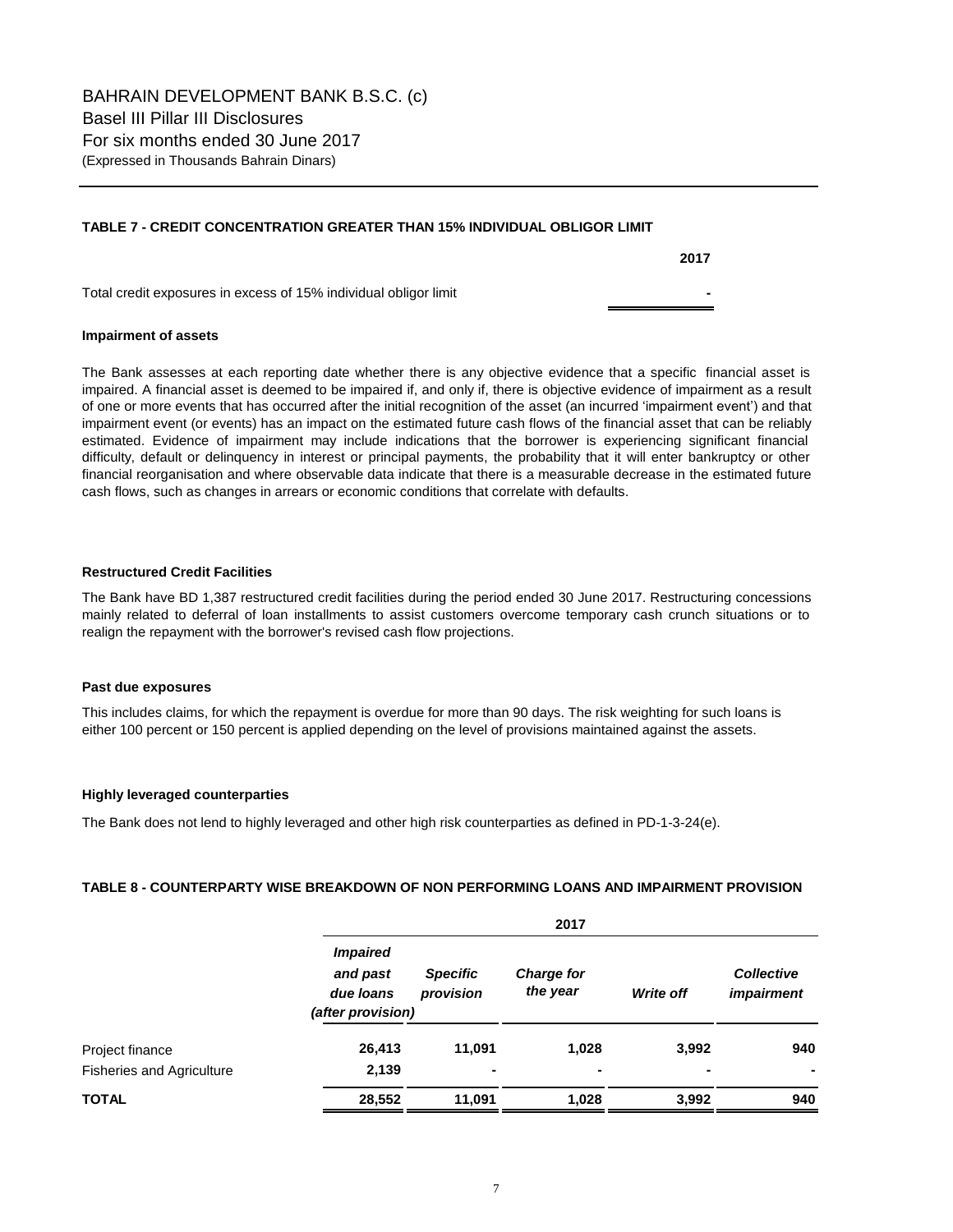BAHRAIN DEVELOPMENT BANK B.S.C. (c)
Basel III Pillar III Disclosures
For six months ended 30 June 2017
(Expressed in Thousands Bahrain Dinars)

**TABLE 7 - CREDIT CONCENTRATION GREATER THAN 15% INDIVIDUAL OBLIGOR LIMIT**

| | 2017 |
|---|---|
| Total credit exposures in excess of 15% individual obligor limit | - |

**Impairment of assets**

The Bank assesses at each reporting date whether there is any objective evidence that a specific financial asset is impaired. A financial asset is deemed to be impaired if, and only if, there is objective evidence of impairment as a result of one or more events that has occurred after the initial recognition of the asset (an incurred 'impairment event') and that impairment event (or events) has an impact on the estimated future cash flows of the financial asset that can be reliably estimated. Evidence of impairment may include indications that the borrower is experiencing significant financial difficulty, default or delinquency in interest or principal payments, the probability that it will enter bankruptcy or other financial reorganisation and where observable data indicate that there is a measurable decrease in the estimated future cash flows, such as changes in arrears or economic conditions that correlate with defaults.

**Restructured Credit Facilities**

The Bank have BD 1,387 restructured credit facilities during the period ended 30 June 2017. Restructuring concessions mainly related to deferral of loan installments to assist customers overcome temporary cash crunch situations or to realign the repayment with the borrower's revised cash flow projections.

**Past due exposures**

This includes claims, for which the repayment is overdue for more than 90 days. The risk weighting for such loans is either 100 percent or 150 percent is applied depending on the level of provisions maintained against the assets.

**Highly leveraged counterparties**

The Bank does not lend to highly leveraged and other high risk counterparties as defined in PD-1-3-24(e).

**TABLE 8 - COUNTERPARTY WISE BREAKDOWN OF NON PERFORMING LOANS AND IMPAIRMENT PROVISION**

| | 2017 | | | | |
|---|---|---|---|---|---|
| | *Impaired and past due loans (after provision)* | *Specific provision* | *Charge for the year* | *Write off* | *Collective impairment* |
| Project finance | 26,413 | 11,091 | 1,028 | 3,992 | 940 |
| Fisheries and Agriculture | 2,139 | - | - | - | - |
| **TOTAL** | **28,552** | **11,091** | **1,028** | **3,992** | **940** |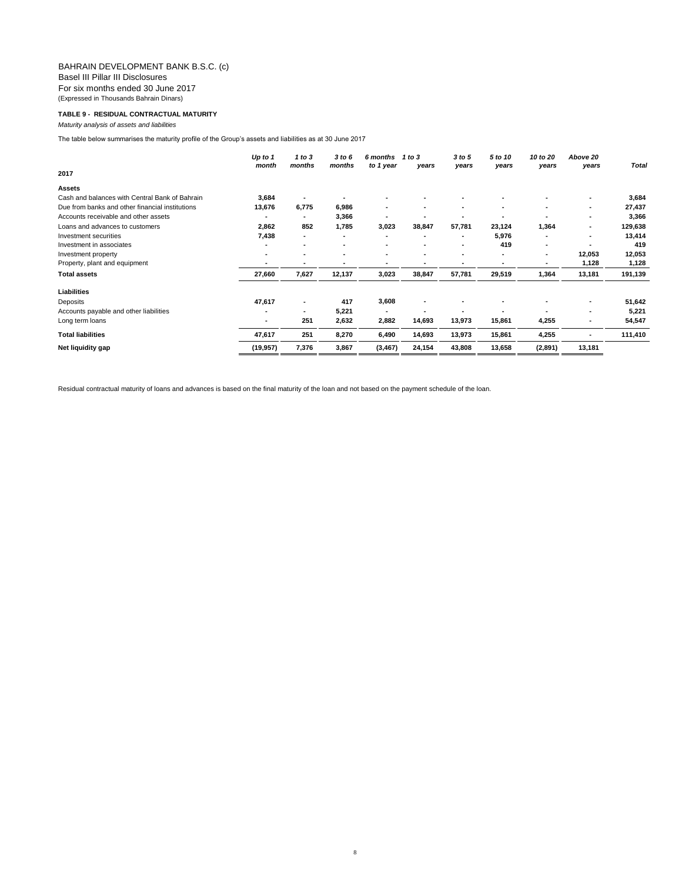BAHRAIN DEVELOPMENT BANK B.S.C. (c)
Basel III Pillar III Disclosures
For six months ended 30 June 2017
(Expressed in Thousands Bahrain Dinars)

**TABLE 9 - RESIDUAL CONTRACTUAL MATURITY**

*Maturity analysis of assets and liabilities*

The table below summarises the maturity profile of the Group's assets and liabilities as at 30 June 2017

| 2017 | *Up to 1 month* | *1 to 3 months* | *3 to 6 months* | *6 months to 1 year* | *1 to 3 years* | *3 to 5 years* | *5 to 10 years* | *10 to 20 years* | *Above 20 years* | *Total* |
|---|---|---|---|---|---|---|---|---|---|---|
| **Assets** | | | | | | | | | | |
| Cash and balances with Central Bank of Bahrain | 3,684 | - | - | - | - | - | - | - | - | 3,684 |
| Due from banks and other financial institutions | 13,676 | 6,775 | 6,986 | - | - | - | - | - | - | 27,437 |
| Accounts receivable and other assets | - | - | 3,366 | - | - | - | - | - | - | 3,366 |
| Loans and advances to customers | 2,862 | 852 | 1,785 | 3,023 | 38,847 | 57,781 | 23,124 | 1,364 | - | 129,638 |
| Investment securities | 7,438 | - | - | - | - | - | 5,976 | - | - | 13,414 |
| Investment in associates | - | - | - | - | - | - | 419 | - | - | 419 |
| Investment property | - | - | - | - | - | - | - | - | 12,053 | 12,053 |
| Property, plant and equipment | - | - | - | - | - | - | - | - | 1,128 | 1,128 |
| **Total assets** | **27,660** | **7,627** | **12,137** | **3,023** | **38,847** | **57,781** | **29,519** | **1,364** | **13,181** | **191,139** |
| **Liabilities** | | | | | | | | | | |
| Deposits | 47,617 | - | 417 | 3,608 | - | - | - | - | - | 51,642 |
| Accounts payable and other liabilities | - | - | 5,221 | - | - | - | - | - | - | 5,221 |
| Long term loans | - | 251 | 2,632 | 2,882 | 14,693 | 13,973 | 15,861 | 4,255 | - | 54,547 |
| **Total liabilities** | **47,617** | **251** | **8,270** | **6,490** | **14,693** | **13,973** | **15,861** | **4,255** | **-** | **111,410** |
| **Net liquidity gap** | **(19,957)** | **7,376** | **3,867** | **(3,467)** | **24,154** | **43,808** | **13,658** | **(2,891)** | **13,181** | |

Residual contractual maturity of loans and advances is based on the final maturity of the loan and not based on the payment schedule of the loan.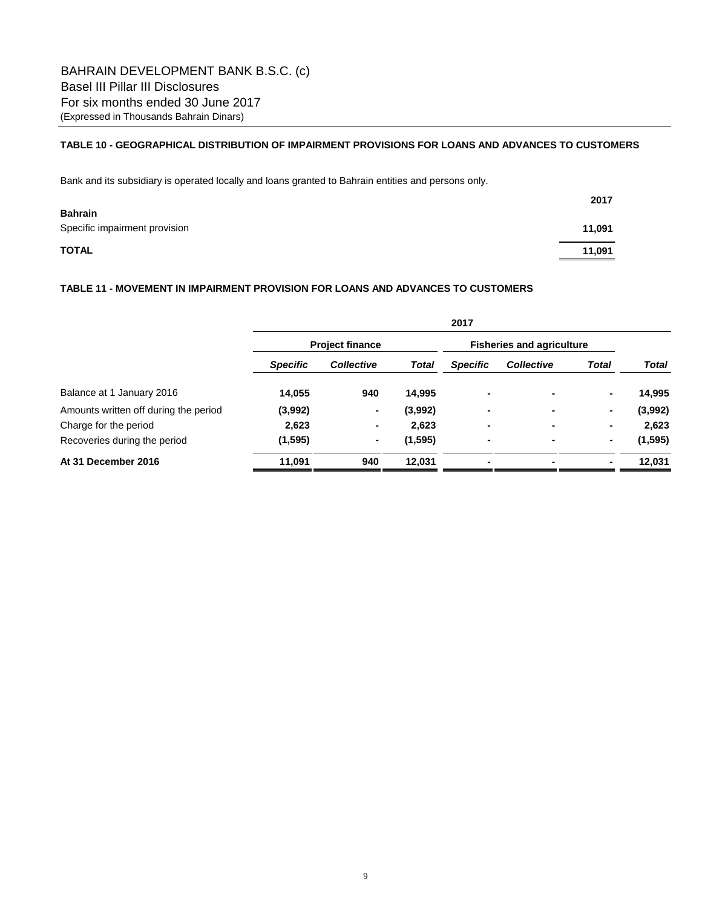# BAHRAIN DEVELOPMENT BANK B.S.C. (c)

Basel III Pillar III Disclosures

For six months ended 30 June 2017

(Expressed in Thousands Bahrain Dinars)

**TABLE 10 - GEOGRAPHICAL DISTRIBUTION OF IMPAIRMENT PROVISIONS FOR LOANS AND ADVANCES TO CUSTOMERS**

Bank and its subsidiary is operated locally and loans granted to Bahrain entities and persons only.

| | 2017 |
|---|---|
| **Bahrain** | |
| Specific impairment provision | 11,091 |
| **TOTAL** | 11,091 |

**TABLE 11 - MOVEMENT IN IMPAIRMENT PROVISION FOR LOANS AND ADVANCES TO CUSTOMERS**

| | 2017 | | | | | | |
|---|---|---|---|---|---|---|---|
| | Project finance | | | Fisheries and agriculture | | | |
| | *Specific* | *Collective* | *Total* | *Specific* | *Collective* | *Total* | *Total* |
| Balance at 1 January 2016 | 14,055 | 940 | 14,995 | - | - | - | 14,995 |
| Amounts written off during the period | (3,992) | - | (3,992) | - | - | - | (3,992) |
| Charge for the period | 2,623 | - | 2,623 | - | - | - | 2,623 |
| Recoveries during the period | (1,595) | - | (1,595) | - | - | - | (1,595) |
| **At 31 December 2016** | 11,091 | 940 | 12,031 | - | - | - | 12,031 |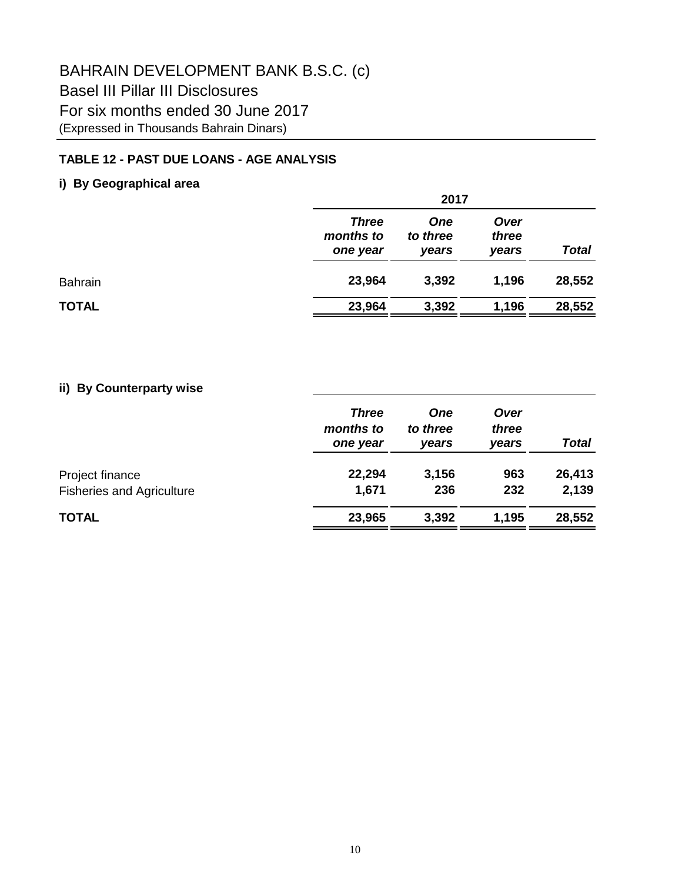# BAHRAIN DEVELOPMENT BANK B.S.C. (c)

## Basel III Pillar III Disclosures

## For six months ended 30 June 2017

(Expressed in Thousands Bahrain Dinars)

### TABLE 12 - PAST DUE LOANS - AGE ANALYSIS

#### i) By Geographical area

| | 2017 | | | |
|---|---|---|---|---|
| | ***Three months to one year*** | ***One to three years*** | ***Over three years*** | ***Total*** |
| Bahrain | **23,964** | **3,392** | **1,196** | **28,552** |
| **TOTAL** | **23,964** | **3,392** | **1,196** | **28,552** |

#### ii) By Counterparty wise

| | ***Three months to one year*** | ***One to three years*** | ***Over three years*** | ***Total*** |
|---|---|---|---|---|
| Project finance | **22,294** | **3,156** | **963** | **26,413** |
| Fisheries and Agriculture | **1,671** | **236** | **232** | **2,139** |
| **TOTAL** | **23,965** | **3,392** | **1,195** | **28,552** |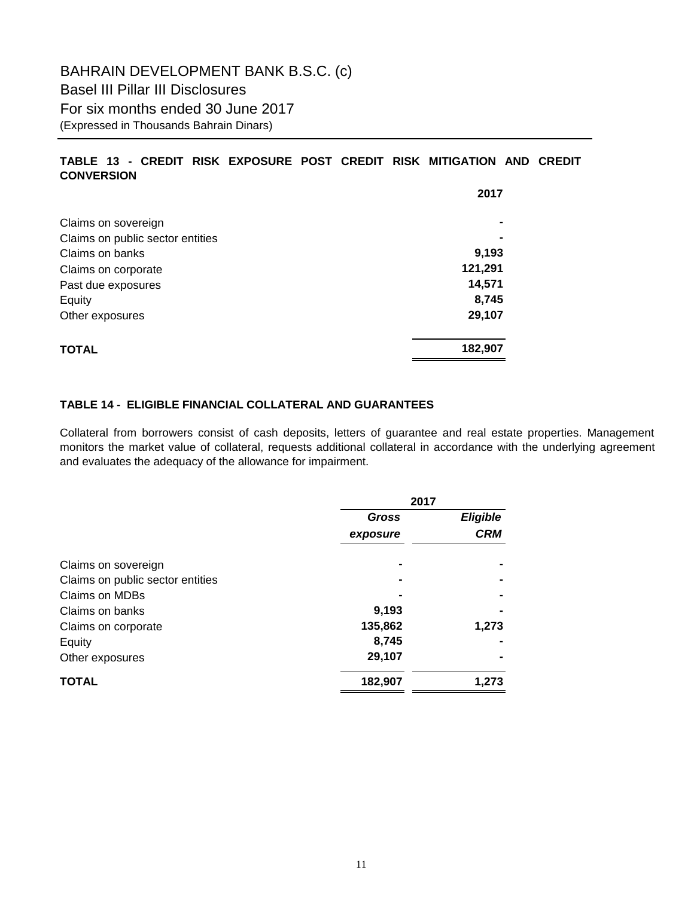# BAHRAIN DEVELOPMENT BANK B.S.C. (c)

## Basel III Pillar III Disclosures

## For six months ended 30 June 2017

(Expressed in Thousands Bahrain Dinars)

### TABLE 13 - CREDIT RISK EXPOSURE POST CREDIT RISK MITIGATION AND CREDIT CONVERSION

| | 2017 |
|---|---|
| Claims on sovereign | - |
| Claims on public sector entities | - |
| Claims on banks | 9,193 |
| Claims on corporate | 121,291 |
| Past due exposures | 14,571 |
| Equity | 8,745 |
| Other exposures | 29,107 |
| **TOTAL** | **182,907** |

### TABLE 14 - ELIGIBLE FINANCIAL COLLATERAL AND GUARANTEES

Collateral from borrowers consist of cash deposits, letters of guarantee and real estate properties. Management monitors the market value of collateral, requests additional collateral in accordance with the underlying agreement and evaluates the adequacy of the allowance for impairment.

| | 2017 | |
|---|---|---|
| | *Gross exposure* | *Eligible CRM* |
| Claims on sovereign | - | - |
| Claims on public sector entities | - | - |
| Claims on MDBs | - | - |
| Claims on banks | 9,193 | - |
| Claims on corporate | 135,862 | 1,273 |
| Equity | 8,745 | - |
| Other exposures | 29,107 | - |
| **TOTAL** | **182,907** | **1,273** |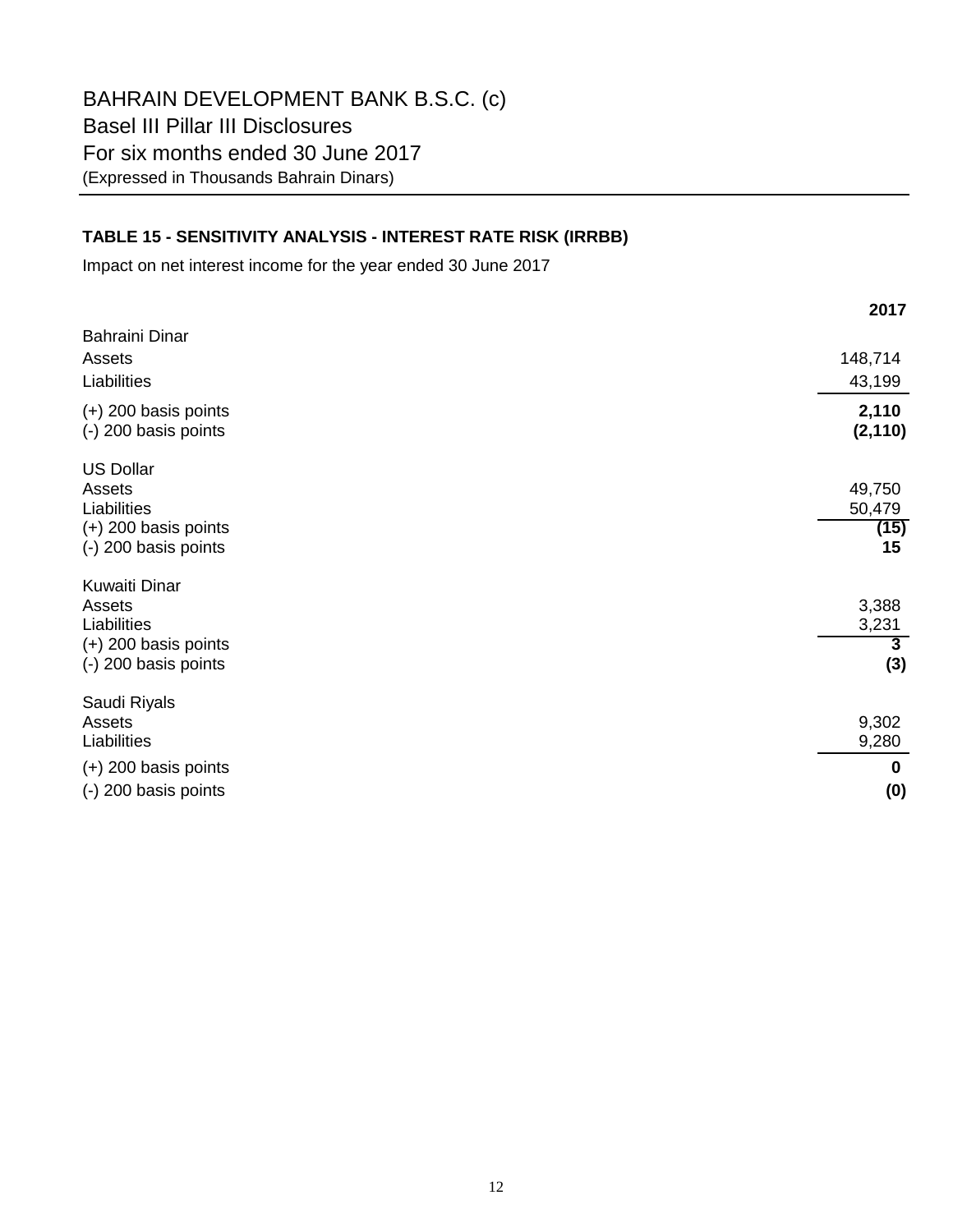# BAHRAIN DEVELOPMENT BANK B.S.C. (c)

## Basel III Pillar III Disclosures

## For six months ended 30 June 2017

(Expressed in Thousands Bahrain Dinars)

### TABLE 15 - SENSITIVITY ANALYSIS - INTEREST RATE RISK (IRRBB)

Impact on net interest income for the year ended 30 June 2017

| | 2017 |
|---|---|
| Bahraini Dinar | |
| Assets | 148,714 |
| Liabilities | 43,199 |
| (+) 200 basis points | **2,110** |
| (-) 200 basis points | **(2,110)** |
| US Dollar | |
| Assets | 49,750 |
| Liabilities | 50,479 |
| (+) 200 basis points | **(15)** |
| (-) 200 basis points | **15** |
| Kuwaiti Dinar | |
| Assets | 3,388 |
| Liabilities | 3,231 |
| (+) 200 basis points | **3** |
| (-) 200 basis points | **(3)** |
| Saudi Riyals | |
| Assets | 9,302 |
| Liabilities | 9,280 |
| (+) 200 basis points | **0** |
| (-) 200 basis points | **(0)** |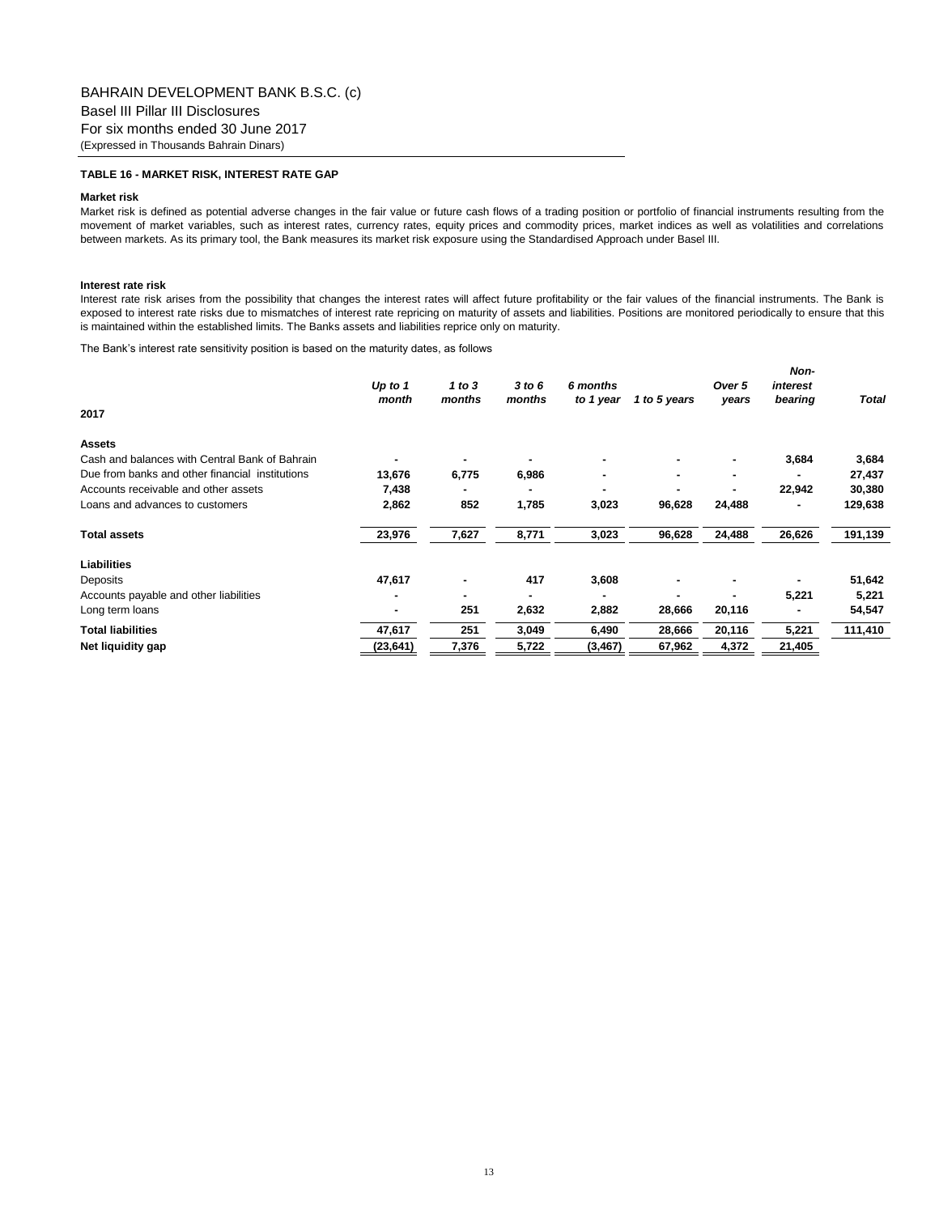BAHRAIN DEVELOPMENT BANK B.S.C. (c)

Basel III Pillar III Disclosures

For six months ended 30 June 2017

(Expressed in Thousands Bahrain Dinars)

**TABLE 16 - MARKET RISK, INTEREST RATE GAP**

**Market risk**

Market risk is defined as potential adverse changes in the fair value or future cash flows of a trading position or portfolio of financial instruments resulting from the movement of market variables, such as interest rates, currency rates, equity prices and commodity prices, market indices as well as volatilities and correlations between markets. As its primary tool, the Bank measures its market risk exposure using the Standardised Approach under Basel III.

**Interest rate risk**

Interest rate risk arises from the possibility that changes the interest rates will affect future profitability or the fair values of the financial instruments. The Bank is exposed to interest rate risks due to mismatches of interest rate repricing on maturity of assets and liabilities. Positions are monitored periodically to ensure that this is maintained within the established limits. The Banks assets and liabilities reprice only on maturity.

The Bank's interest rate sensitivity position is based on the maturity dates, as follows

| 2017 | *Up to 1 month* | *1 to 3 months* | *3 to 6 months* | *6 months to 1 year* | *1 to 5 years* | *Over 5 years* | *Non-interest bearing* | *Total* |
|---|---|---|---|---|---|---|---|---|
| **Assets** | | | | | | | | |
| Cash and balances with Central Bank of Bahrain | - | - | - | - | - | - | 3,684 | 3,684 |
| Due from banks and other financial institutions | 13,676 | 6,775 | 6,986 | - | - | - | - | 27,437 |
| Accounts receivable and other assets | 7,438 | - | - | - | - | - | 22,942 | 30,380 |
| Loans and advances to customers | 2,862 | 852 | 1,785 | 3,023 | 96,628 | 24,488 | - | 129,638 |
| **Total assets** | 23,976 | 7,627 | 8,771 | 3,023 | 96,628 | 24,488 | 26,626 | 191,139 |
| **Liabilities** | | | | | | | | |
| Deposits | 47,617 | - | 417 | 3,608 | - | - | - | 51,642 |
| Accounts payable and other liabilities | - | - | - | - | - | - | 5,221 | 5,221 |
| Long term loans | - | 251 | 2,632 | 2,882 | 28,666 | 20,116 | - | 54,547 |
| **Total liabilities** | 47,617 | 251 | 3,049 | 6,490 | 28,666 | 20,116 | 5,221 | 111,410 |
| **Net liquidity gap** | (23,641) | 7,376 | 5,722 | (3,467) | 67,962 | 4,372 | 21,405 | |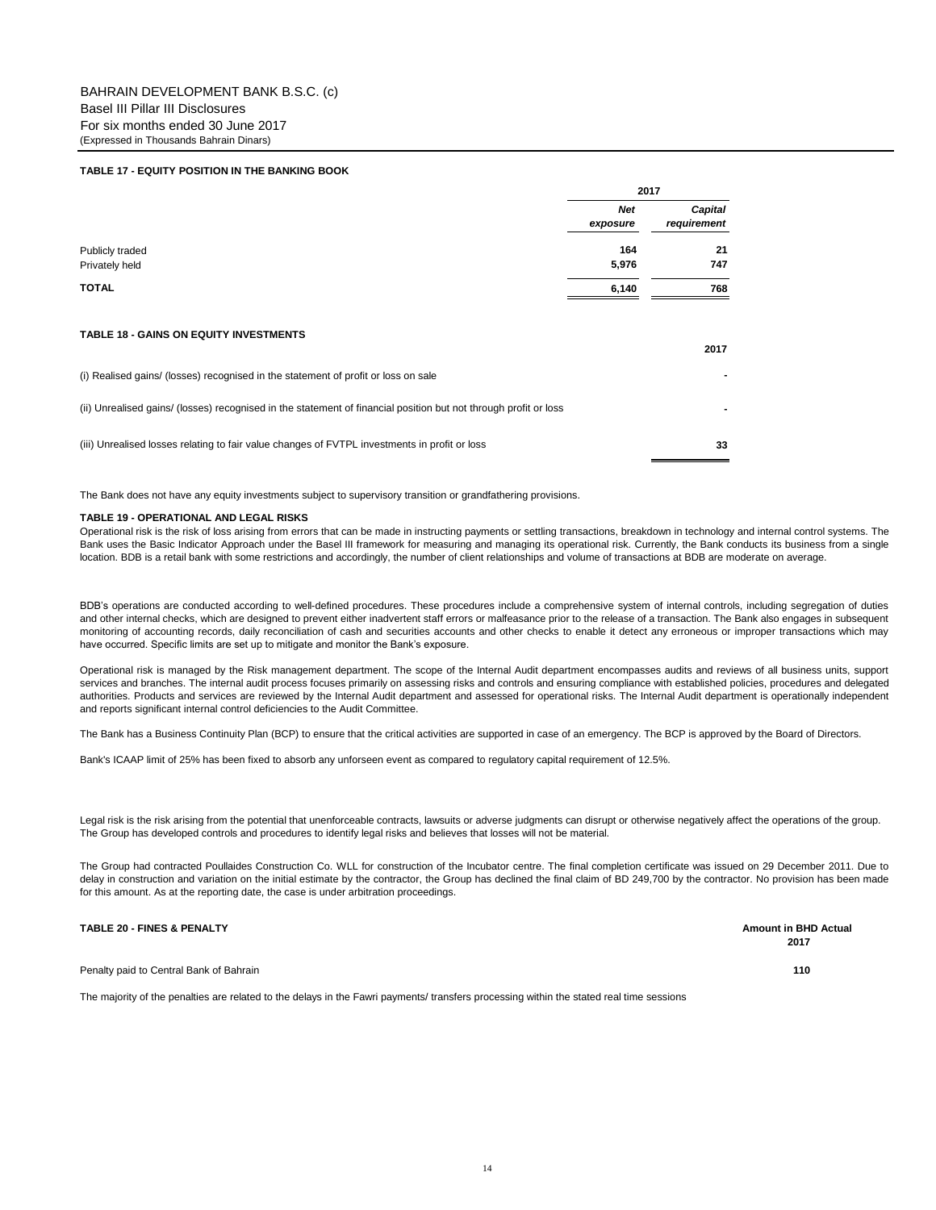BAHRAIN DEVELOPMENT BANK B.S.C. (c)
Basel III Pillar III Disclosures
For six months ended 30 June 2017
(Expressed in Thousands Bahrain Dinars)

**TABLE 17 - EQUITY POSITION IN THE BANKING BOOK**

| | 2017 | |
|---|---|---|
| | *Net exposure* | *Capital requirement* |
| Publicly traded | 164 | 21 |
| Privately held | 5,976 | 747 |
| **TOTAL** | **6,140** | **768** |

**TABLE 18 - GAINS ON EQUITY INVESTMENTS**

| | 2017 |
|---|---|
| (i) Realised gains/ (losses) recognised in the statement of profit or loss on sale | - |
| (ii) Unrealised gains/ (losses) recognised in the statement of financial position but not through profit or loss | - |
| (iii) Unrealised losses relating to fair value changes of FVTPL investments in profit or loss | 33 |

The Bank does not have any equity investments subject to supervisory transition or grandfathering provisions.

**TABLE 19 - OPERATIONAL AND LEGAL RISKS**

Operational risk is the risk of loss arising from errors that can be made in instructing payments or settling transactions, breakdown in technology and internal control systems. The Bank uses the Basic Indicator Approach under the Basel III framework for measuring and managing its operational risk. Currently, the Bank conducts its business from a single location. BDB is a retail bank with some restrictions and accordingly, the number of client relationships and volume of transactions at BDB are moderate on average.

BDB's operations are conducted according to well-defined procedures. These procedures include a comprehensive system of internal controls, including segregation of duties and other internal checks, which are designed to prevent either inadvertent staff errors or malfeasance prior to the release of a transaction. The Bank also engages in subsequent monitoring of accounting records, daily reconciliation of cash and securities accounts and other checks to enable it detect any erroneous or improper transactions which may have occurred. Specific limits are set up to mitigate and monitor the Bank's exposure.

Operational risk is managed by the Risk management department. The scope of the Internal Audit department encompasses audits and reviews of all business units, support services and branches. The internal audit process focuses primarily on assessing risks and controls and ensuring compliance with established policies, procedures and delegated authorities. Products and services are reviewed by the Internal Audit department and assessed for operational risks. The Internal Audit department is operationally independent and reports significant internal control deficiencies to the Audit Committee.

The Bank has a Business Continuity Plan (BCP) to ensure that the critical activities are supported in case of an emergency. The BCP is approved by the Board of Directors.

Bank's ICAAP limit of 25% has been fixed to absorb any unforseen event as compared to regulatory capital requirement of 12.5%.

Legal risk is the risk arising from the potential that unenforceable contracts, lawsuits or adverse judgments can disrupt or otherwise negatively affect the operations of the group. The Group has developed controls and procedures to identify legal risks and believes that losses will not be material.

The Group had contracted Poullaides Construction Co. WLL for construction of the Incubator centre. The final completion certificate was issued on 29 December 2011. Due to delay in construction and variation on the initial estimate by the contractor, the Group has declined the final claim of BD 249,700 by the contractor. No provision has been made for this amount. As at the reporting date, the case is under arbitration proceedings.

**TABLE 20 - FINES & PENALTY**

| | Amount in BHD Actual 2017 |
|---|---|
| Penalty paid to Central Bank of Bahrain | 110 |

The majority of the penalties are related to the delays in the Fawri payments/ transfers processing within the stated real time sessions